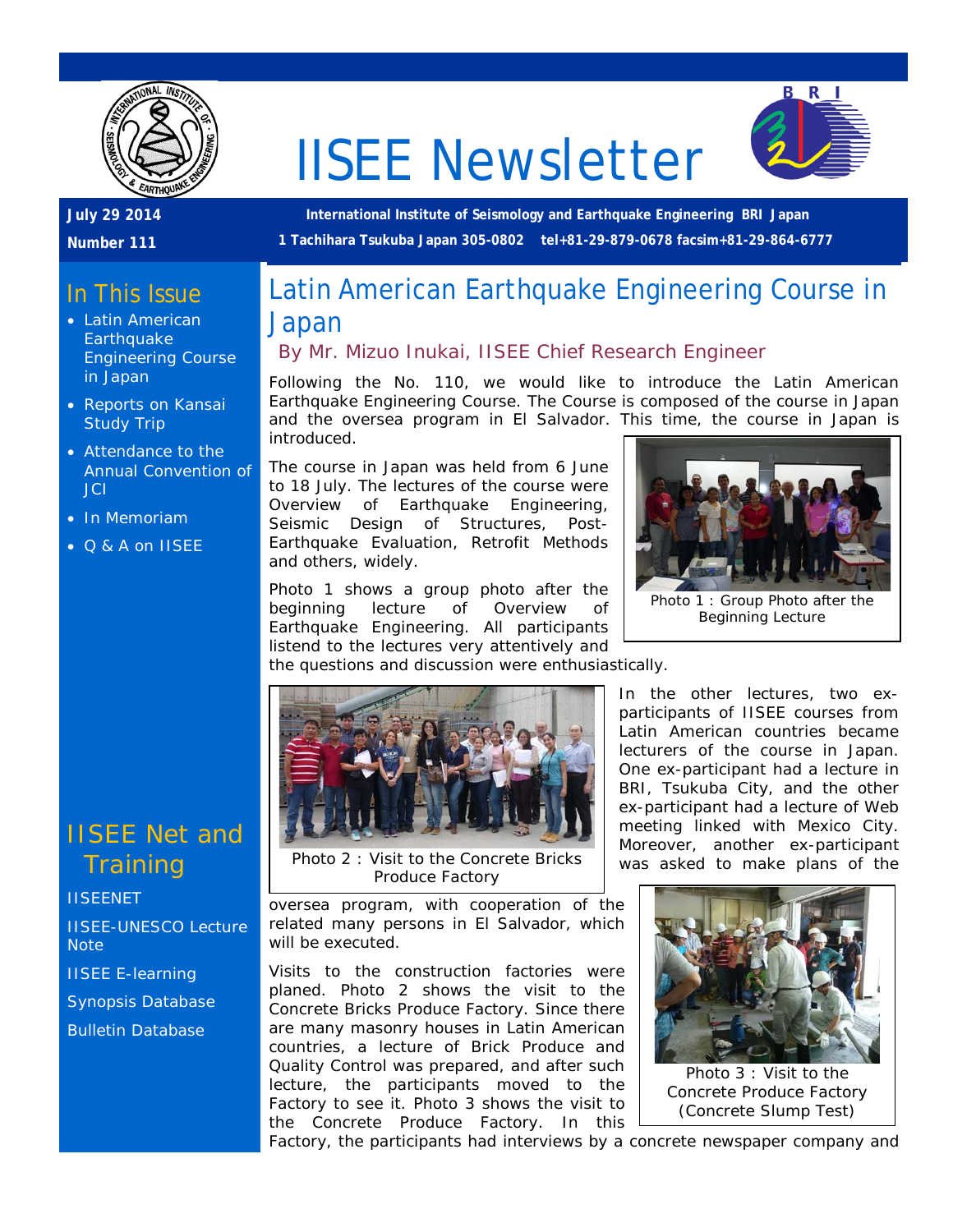# IISEE Newsletter

**July 29 2014**

**Number 111**

**International Institute of Seismology and Earthquake Engineering BRI Japan**

**1 Tachihara Tsukuba Japan 305-0802 tel+81-29-879-0678 facsim+81-29-864-6777**

## In This Issue

- Latin American Earthquake Engineering Course in Japan
- Reports on Kansai Study Trip
- Attendance to the Annual Convention of JCI
- In Memoriam
- Q & A on IISEE

## IISEE Net and Training

IISEENET

IISEE-UNESCO Lecture Note

IISEE E-learning

Synopsis Database

Bulletin Database

# Latin American Earthquake Engineering Course in Japan

### By Mr. Mizuo Inukai, IISEE Chief Research Engineer

Following the No. 110, we would like to introduce the Latin American Earthquake Engineering Course. The Course is composed of the course in Japan and the oversea program in El Salvador. This time, the course in Japan is introduced.

The course in Japan was held from 6 June to 18 July. The lectures of the course were Overview of Earthquake Engineering, Seismic Design of Structures, Post-Earthquake Evaluation, Retrofit Methods and others, widely.

Photo 1 : Group Photo after the Beginning Lecture

Photo 1 shows a group photo after the beginning lecture of Overview of Earthquake Engineering. All participants listend to the lectures very attentively and the questions and discussion were enthusiastically.

Photo 2 : Visit to the Concrete Bricks Produce Factory

In the other lectures, two ex-participants of IISEE courses from Latin American countries became lecturers of the course in Japan. One ex-participant had a lecture in BRI, Tsukuba City, and the other ex-participant had a lecture of Web meeting linked with Mexico City. Moreover, another ex-participant was asked to make plans of the oversea program, with cooperation of the related many persons in El Salvador, which will be executed.

Visits to the construction factories were planed. Photo 2 shows the visit to the Concrete Bricks Produce Factory. Since there are many masonry houses in Latin American countries, a lecture of Brick Produce and Quality Control was prepared, and after such lecture, the participants moved to the Factory to see it. Photo 3 shows the visit to the Concrete Produce Factory. In this Factory, the participants had interviews by a concrete newspaper company and

Photo 3 : Visit to the Concrete Produce Factory (Concrete Slump Test)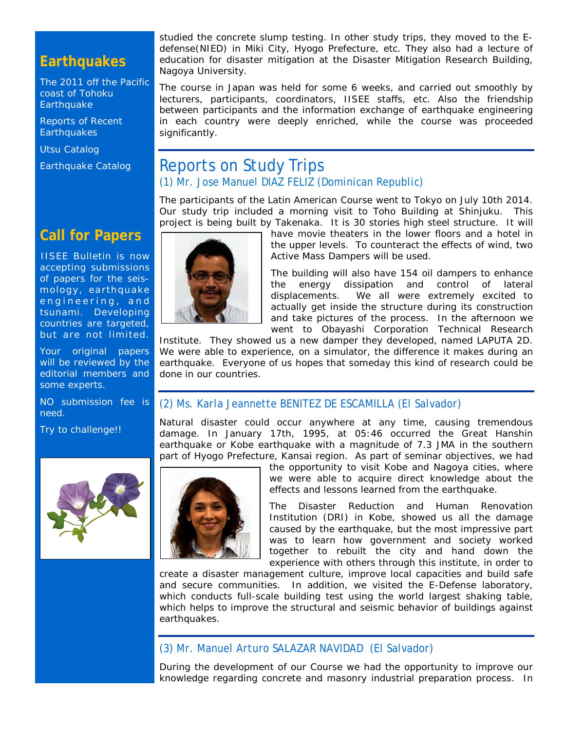## Earthquakes

The 2011 off the Pacific coast of Tohoku Earthquake

Reports of Recent Earthquakes

Utsu Catalog

Earthquake Catalog

## Call for Papers

IISEE Bulletin is now accepting submissions of papers for the seismology, earthquake engineering, and tsunami. Developing countries are targeted, but are not limited.

Your original papers will be reviewed by the editorial members and some experts.

NO submission fee is need.

Try to challenge!!

studied the concrete slump testing. In other study trips, they moved to the E-defense(NIED) in Miki City, Hyogo Prefecture, etc. They also had a lecture of education for disaster mitigation at the Disaster Mitigation Research Building, Nagoya University.

The course in Japan was held for some 6 weeks, and carried out smoothly by lecturers, participants, coordinators, IISEE staffs, etc. Also the friendship between participants and the information exchange of earthquake engineering in each country were deeply enriched, while the course was proceeded significantly.

# Reports on Study Trips

### (1) Mr. Jose Manuel DIAZ FELIZ (Dominican Republic)

The participants of the Latin American Course went to Tokyo on July 10th 2014. Our study trip included a morning visit to Toho Building at Shinjuku. This project is being built by Takenaka. It is 30 stories high steel structure. It will have movie theaters in the lower floors and a hotel in the upper levels. To counteract the effects of wind, two Active Mass Dampers will be used.

The building will also have 154 oil dampers to enhance the energy dissipation and control of lateral displacements. We all were extremely excited to actually get inside the structure during its construction and take pictures of the process. In the afternoon we went to Obayashi Corporation Technical Research Institute. They showed us a new damper they developed, named LAPUTA 2D. We were able to experience, on a simulator, the difference it makes during an earthquake. Everyone of us hopes that someday this kind of research could be done in our countries.

### (2) Ms. Karla Jeannette BENITEZ DE ESCAMILLA (El Salvador)

Natural disaster could occur anywhere at any time, causing tremendous damage. In January 17th, 1995, at 05:46 occurred the Great Hanshin earthquake or Kobe earthquake with a magnitude of 7.3 JMA in the southern part of Hyogo Prefecture, Kansai region. As part of seminar objectives, we had the opportunity to visit Kobe and Nagoya cities, where we were able to acquire direct knowledge about the effects and lessons learned from the earthquake.

The Disaster Reduction and Human Renovation Institution (DRI) in Kobe, showed us all the damage caused by the earthquake, but the most impressive part was to learn how government and society worked together to rebuilt the city and hand down the experience with others through this institute, in order to create a disaster management culture, improve local capacities and build safe and secure communities. In addition, we visited the E-Defense laboratory, which conducts full-scale building test using the world largest shaking table, which helps to improve the structural and seismic behavior of buildings against earthquakes.

### (3) Mr. Manuel Arturo SALAZAR NAVIDAD (El Salvador)

During the development of our Course we had the opportunity to improve our knowledge regarding concrete and masonry industrial preparation process. In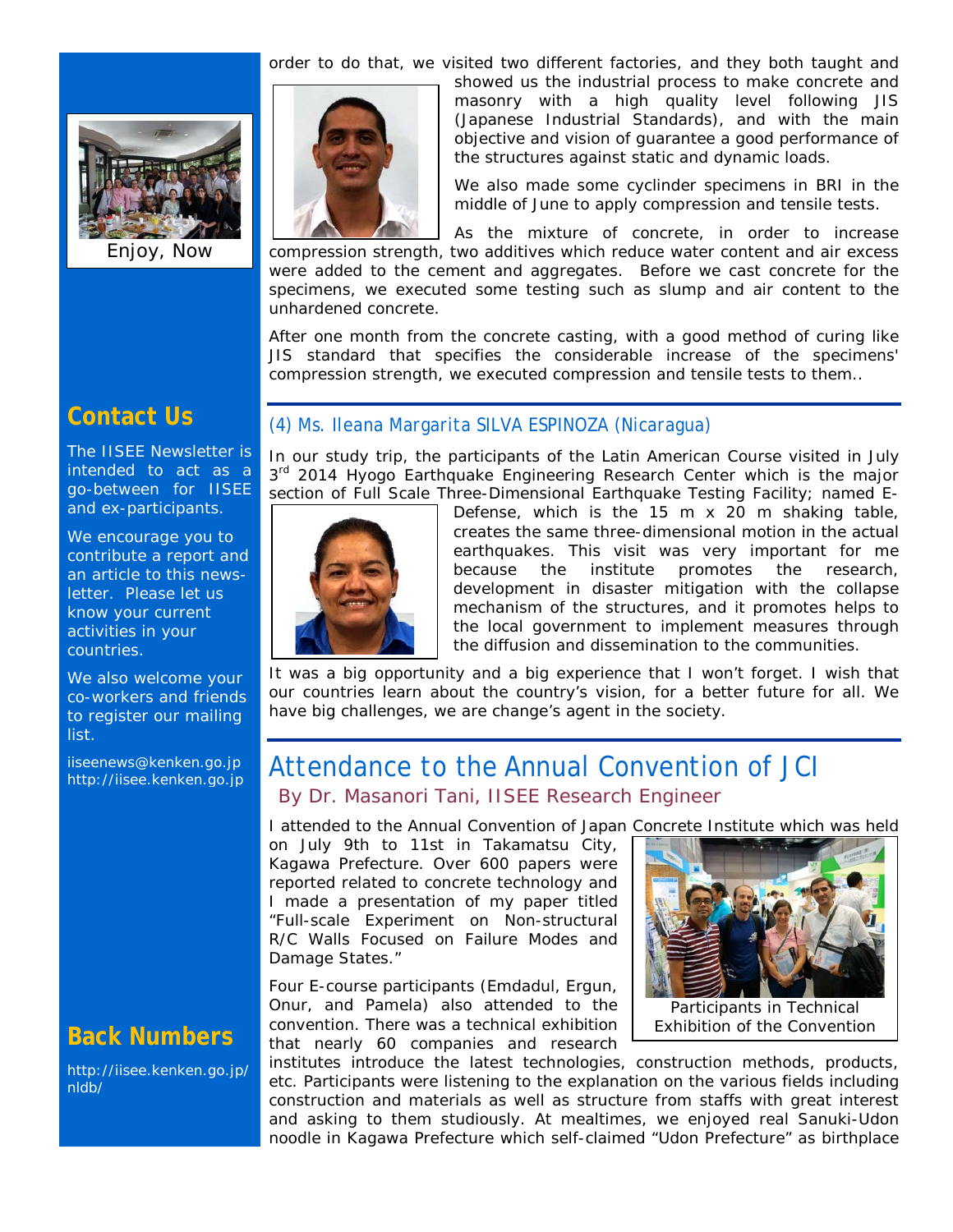order to do that, we visited two different factories, and they both taught and showed us the industrial process to make concrete and masonry with a high quality level following JIS (Japanese Industrial Standards), and with the main objective and vision of guarantee a good performance of the structures against static and dynamic loads.

We also made some cyclinder specimens in BRI in the middle of June to apply compression and tensile tests.

As the mixture of concrete, in order to increase compression strength, two additives which reduce water content and air excess were added to the cement and aggregates. Before we cast concrete for the specimens, we executed some testing such as slump and air content to the unhardened concrete.

After one month from the concrete casting, with a good method of curing like JIS standard that specifies the considerable increase of the specimens' compression strength, we executed compression and tensile tests to them..

### *(4) Ms. Ileana Margarita SILVA ESPINOZA (Nicaragua)*

In our study trip, the participants of the Latin American Course visited in July 3rd 2014 Hyogo Earthquake Engineering Research Center which is the major section of Full Scale Three-Dimensional Earthquake Testing Facility; named E-Defense, which is the 15 m x 20 m shaking table, creates the same three-dimensional motion in the actual earthquakes. This visit was very important for me because the institute promotes the research, development in disaster mitigation with the collapse mechanism of the structures, and it promotes helps to the local government to implement measures through the diffusion and dissemination to the communities.

It was a big opportunity and a big experience that I won't forget. I wish that our countries learn about the country's vision, for a better future for all. We have big challenges, we are change's agent in the society.

## Attendance to the Annual Convention of JCI

By Dr. Masanori Tani, IISEE Research Engineer

I attended to the Annual Convention of Japan Concrete Institute which was held on July 9th to 11st in Takamatsu City, Kagawa Prefecture. Over 600 papers were reported related to concrete technology and I made a presentation of my paper titled "Full-scale Experiment on Non-structural R/C Walls Focused on Failure Modes and Damage States."

Four E-course participants (Emdadul, Ergun, Onur, and Pamela) also attended to the convention. There was a technical exhibition that nearly 60 companies and research institutes introduce the latest technologies, construction methods, products, etc. Participants were listening to the explanation on the various fields including construction and materials as well as structure from staffs with great interest and asking to them studiously. At mealtimes, we enjoyed real Sanuki-Udon noodle in Kagawa Prefecture which self-claimed "Udon Prefecture" as birthplace

Participants in Technical Exhibition of the Convention

Enjoy, Now

## Contact Us

The IISEE Newsletter is intended to act as a go-between for IISEE and ex-participants.

We encourage you to contribute a report and an article to this newsletter. Please let us know your current activities in your countries.

We also welcome your co-workers and friends to register our mailing list.

iiseenews@kenken.go.jp
http://iisee.kenken.go.jp

## Back Numbers

http://iisee.kenken.go.jp/nldb/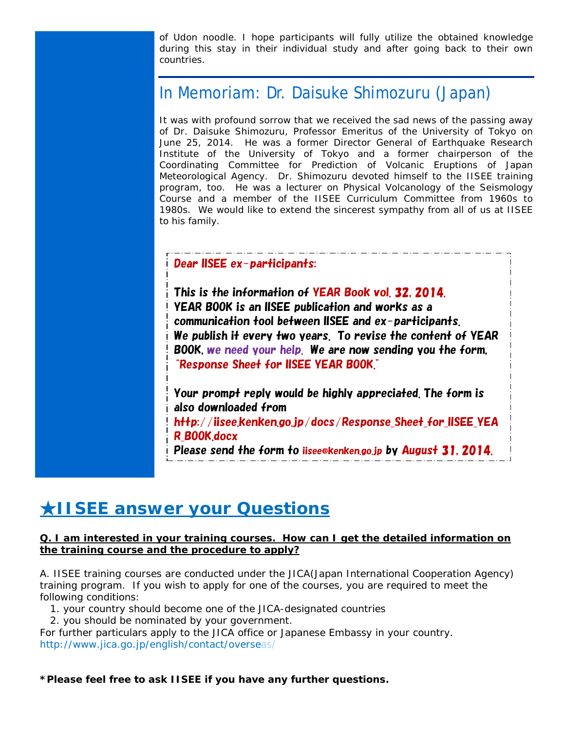of Udon noodle. I hope participants will fully utilize the obtained knowledge during this stay in their individual study and after going back to their own countries.

## In Memoriam: Dr. Daisuke Shimozuru (Japan)

It was with profound sorrow that we received the sad news of the passing away of Dr. Daisuke Shimozuru, Professor Emeritus of the University of Tokyo on June 25, 2014. He was a former Director General of Earthquake Research Institute of the University of Tokyo and a former chairperson of the Coordinating Committee for Prediction of Volcanic Eruptions of Japan Meteorological Agency. Dr. Shimozuru devoted himself to the IISEE training program, too. He was a lecturer on Physical Volcanology of the Seismology Course and a member of the IISEE Curriculum Committee from 1960s to 1980s. We would like to extend the sincerest sympathy from all of us at IISEE to his family.

*Dear IISEE ex-participants:*

*This is the information of YEAR Book vol. 32, 2014.*
*YEAR BOOK is an IISEE publication and works as a communication tool between IISEE and ex-participants.*
*We publish it every two years. To revise the content of YEAR BOOK, we need your help. We are now sending you the form, "Response Sheet for IISEE YEAR BOOK."*

*Your prompt reply would be highly appreciated. The form is also downloaded from*
*http://iisee.kenken.go.jp/docs/Response_Sheet_for_IISEE_YEAR_BOOK.docx*
*Please send the form to iisee@kenken.go.jp by August 31, 2014.*

## ★IISEE answer your Questions

**Q. I am interested in your training courses. How can I get the detailed information on the training course and the procedure to apply?**

A. IISEE training courses are conducted under the JICA(Japan International Cooperation Agency) training program. If you wish to apply for one of the courses, you are required to meet the following conditions:

1. your country should become one of the JICA-designated countries
2. you should be nominated by your government.

For further particulars apply to the JICA office or Japanese Embassy in your country.
http://www.jica.go.jp/english/contact/overseas/

**\*Please feel free to ask IISEE if you have any further questions.**